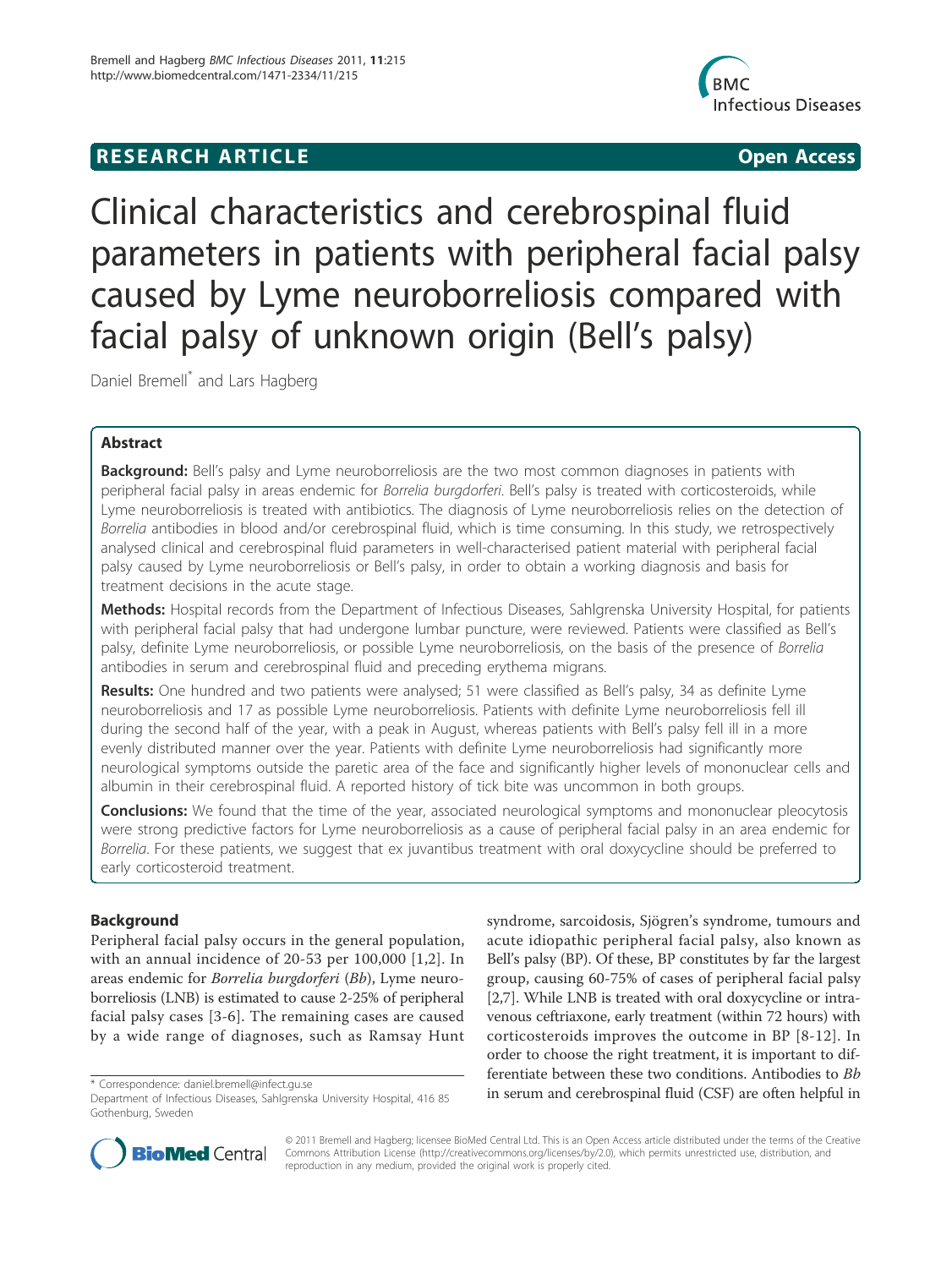**RESEARCH ARTICLE** **Open Access**

# Clinical characteristics and cerebrospinal fluid parameters in patients with peripheral facial palsy caused by Lyme neuroborreliosis compared with facial palsy of unknown origin (Bell's palsy)

Daniel Bremell* and Lars Hagberg

## Abstract

**Background:** Bell's palsy and Lyme neuroborreliosis are the two most common diagnoses in patients with peripheral facial palsy in areas endemic for *Borrelia burgdorferi*. Bell's palsy is treated with corticosteroids, while Lyme neuroborreliosis is treated with antibiotics. The diagnosis of Lyme neuroborreliosis relies on the detection of *Borrelia* antibodies in blood and/or cerebrospinal fluid, which is time consuming. In this study, we retrospectively analysed clinical and cerebrospinal fluid parameters in well-characterised patient material with peripheral facial palsy caused by Lyme neuroborreliosis or Bell's palsy, in order to obtain a working diagnosis and basis for treatment decisions in the acute stage.

**Methods:** Hospital records from the Department of Infectious Diseases, Sahlgrenska University Hospital, for patients with peripheral facial palsy that had undergone lumbar puncture, were reviewed. Patients were classified as Bell's palsy, definite Lyme neuroborreliosis, or possible Lyme neuroborreliosis, on the basis of the presence of *Borrelia* antibodies in serum and cerebrospinal fluid and preceding erythema migrans.

**Results:** One hundred and two patients were analysed; 51 were classified as Bell's palsy, 34 as definite Lyme neuroborreliosis and 17 as possible Lyme neuroborreliosis. Patients with definite Lyme neuroborreliosis fell ill during the second half of the year, with a peak in August, whereas patients with Bell's palsy fell ill in a more evenly distributed manner over the year. Patients with definite Lyme neuroborreliosis had significantly more neurological symptoms outside the paretic area of the face and significantly higher levels of mononuclear cells and albumin in their cerebrospinal fluid. A reported history of tick bite was uncommon in both groups.

**Conclusions:** We found that the time of the year, associated neurological symptoms and mononuclear pleocytosis were strong predictive factors for Lyme neuroborreliosis as a cause of peripheral facial palsy in an area endemic for *Borrelia*. For these patients, we suggest that ex juvantibus treatment with oral doxycycline should be preferred to early corticosteroid treatment.

## Background

Peripheral facial palsy occurs in the general population, with an annual incidence of 20-53 per 100,000 [1,2]. In areas endemic for *Borrelia burgdorferi* (*Bb*), Lyme neuroborreliosis (LNB) is estimated to cause 2-25% of peripheral facial palsy cases [3-6]. The remaining cases are caused by a wide range of diagnoses, such as Ramsay Hunt syndrome, sarcoidosis, Sjögren's syndrome, tumours and acute idiopathic peripheral facial palsy, also known as Bell's palsy (BP). Of these, BP constitutes by far the largest group, causing 60-75% of cases of peripheral facial palsy [2,7]. While LNB is treated with oral doxycycline or intravenous ceftriaxone, early treatment (within 72 hours) with corticosteroids improves the outcome in BP [8-12]. In order to choose the right treatment, it is important to differentiate between these two conditions. Antibodies to *Bb* in serum and cerebrospinal fluid (CSF) are often helpful in

\* Correspondence: daniel.bremell@infect.gu.se
Department of Infectious Diseases, Sahlgrenska University Hospital, 416 85 Gothenburg, Sweden

© 2011 Bremell and Hagberg; licensee BioMed Central Ltd. This is an Open Access article distributed under the terms of the Creative Commons Attribution License (http://creativecommons.org/licenses/by/2.0), which permits unrestricted use, distribution, and reproduction in any medium, provided the original work is properly cited.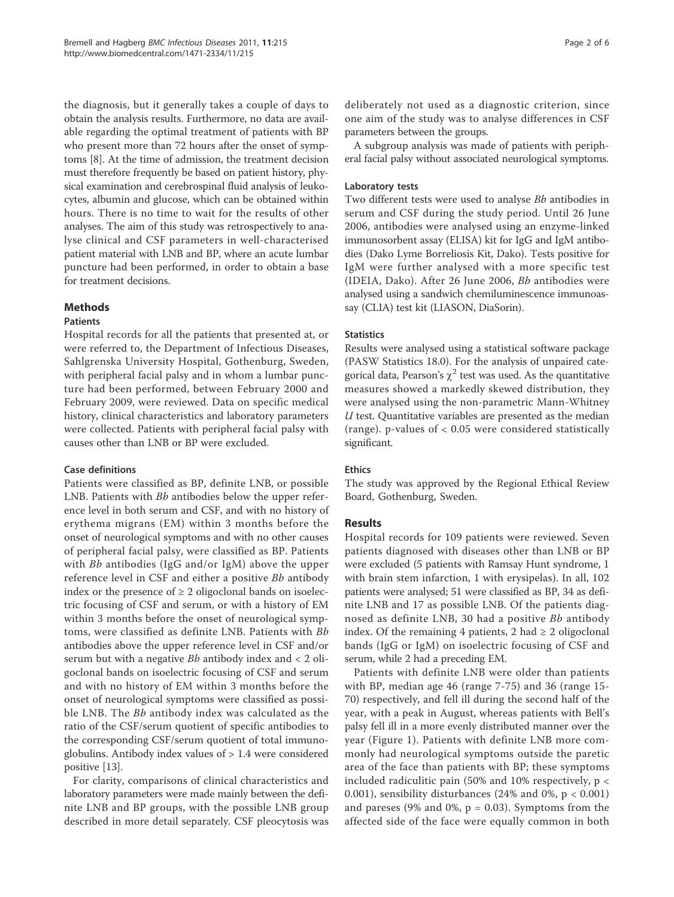the diagnosis, but it generally takes a couple of days to obtain the analysis results. Furthermore, no data are available regarding the optimal treatment of patients with BP who present more than 72 hours after the onset of symptoms [8]. At the time of admission, the treatment decision must therefore frequently be based on patient history, physical examination and cerebrospinal fluid analysis of leukocytes, albumin and glucose, which can be obtained within hours. There is no time to wait for the results of other analyses. The aim of this study was retrospectively to analyse clinical and CSF parameters in well-characterised patient material with LNB and BP, where an acute lumbar puncture had been performed, in order to obtain a base for treatment decisions.

## Methods

### Patients

Hospital records for all the patients that presented at, or were referred to, the Department of Infectious Diseases, Sahlgrenska University Hospital, Gothenburg, Sweden, with peripheral facial palsy and in whom a lumbar puncture had been performed, between February 2000 and February 2009, were reviewed. Data on specific medical history, clinical characteristics and laboratory parameters were collected. Patients with peripheral facial palsy with causes other than LNB or BP were excluded.

#### Case definitions

Patients were classified as BP, definite LNB, or possible LNB. Patients with *Bb* antibodies below the upper reference level in both serum and CSF, and with no history of erythema migrans (EM) within 3 months before the onset of neurological symptoms and with no other causes of peripheral facial palsy, were classified as BP. Patients with *Bb* antibodies (IgG and/or IgM) above the upper reference level in CSF and either a positive *Bb* antibody index or the presence of ≥ 2 oligoclonal bands on isoelectric focusing of CSF and serum, or with a history of EM within 3 months before the onset of neurological symptoms, were classified as definite LNB. Patients with *Bb* antibodies above the upper reference level in CSF and/or serum but with a negative *Bb* antibody index and < 2 oligoclonal bands on isoelectric focusing of CSF and serum and with no history of EM within 3 months before the onset of neurological symptoms were classified as possible LNB. The *Bb* antibody index was calculated as the ratio of the CSF/serum quotient of specific antibodies to the corresponding CSF/serum quotient of total immunoglobulins. Antibody index values of > 1.4 were considered positive [13].

For clarity, comparisons of clinical characteristics and laboratory parameters were made mainly between the definite LNB and BP groups, with the possible LNB group described in more detail separately. CSF pleocytosis was deliberately not used as a diagnostic criterion, since one aim of the study was to analyse differences in CSF parameters between the groups.

A subgroup analysis was made of patients with peripheral facial palsy without associated neurological symptoms.

#### Laboratory tests

Two different tests were used to analyse *Bb* antibodies in serum and CSF during the study period. Until 26 June 2006, antibodies were analysed using an enzyme-linked immunosorbent assay (ELISA) kit for IgG and IgM antibodies (Dako Lyme Borreliosis Kit, Dako). Tests positive for IgM were further analysed with a more specific test (IDEIA, Dako). After 26 June 2006, *Bb* antibodies were analysed using a sandwich chemiluminescence immunoassay (CLIA) test kit (LIASON, DiaSorin).

#### Statistics

Results were analysed using a statistical software package (PASW Statistics 18.0). For the analysis of unpaired categorical data, Pearson's $\chi^2$ test was used. As the quantitative measures showed a markedly skewed distribution, they were analysed using the non-parametric Mann-Whitney *U* test. Quantitative variables are presented as the median (range). p-values of < 0.05 were considered statistically significant.

#### Ethics

The study was approved by the Regional Ethical Review Board, Gothenburg, Sweden.

## Results

Hospital records for 109 patients were reviewed. Seven patients diagnosed with diseases other than LNB or BP were excluded (5 patients with Ramsay Hunt syndrome, 1 with brain stem infarction, 1 with erysipelas). In all, 102 patients were analysed; 51 were classified as BP, 34 as definite LNB and 17 as possible LNB. Of the patients diagnosed as definite LNB, 30 had a positive *Bb* antibody index. Of the remaining 4 patients, 2 had ≥ 2 oligoclonal bands (IgG or IgM) on isoelectric focusing of CSF and serum, while 2 had a preceding EM.

Patients with definite LNB were older than patients with BP, median age 46 (range 7-75) and 36 (range 15-70) respectively, and fell ill during the second half of the year, with a peak in August, whereas patients with Bell's palsy fell ill in a more evenly distributed manner over the year (Figure 1). Patients with definite LNB more commonly had neurological symptoms outside the paretic area of the face than patients with BP; these symptoms included radiculitic pain (50% and 10% respectively, $p < 0.001$), sensibility disturbances (24% and 0%, $p < 0.001$) and pareses (9% and 0%, $p = 0.03$). Symptoms from the affected side of the face were equally common in both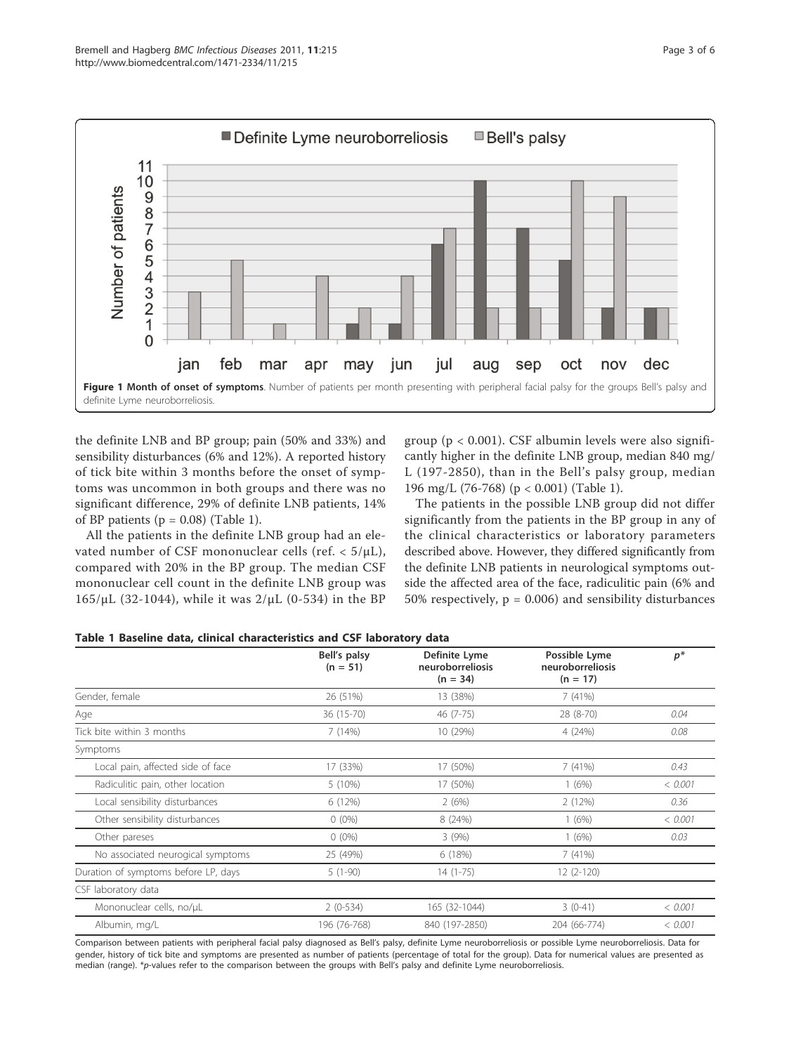**Figure 1 Month of onset of symptoms**. Number of patients per month presenting with peripheral facial palsy for the groups Bell's palsy and definite Lyme neuroborreliosis.

the definite LNB and BP group; pain (50% and 33%) and sensibility disturbances (6% and 12%). A reported history of tick bite within 3 months before the onset of symptoms was uncommon in both groups and there was no significant difference, 29% of definite LNB patients, 14% of BP patients ($p = 0.08$) (Table 1).

All the patients in the definite LNB group had an elevated number of CSF mononuclear cells (ref. < 5/μL), compared with 20% in the BP group. The median CSF mononuclear cell count in the definite LNB group was 165/μL (32-1044), while it was 2/μL (0-534) in the BP group ($p < 0.001$). CSF albumin levels were also significantly higher in the definite LNB group, median 840 mg/L (197-2850), than in the Bell's palsy group, median 196 mg/L (76-768) ($p < 0.001$) (Table 1).

The patients in the possible LNB group did not differ significantly from the patients in the BP group in any of the clinical characteristics or laboratory parameters described above. However, they differed significantly from the definite LNB patients in neurological symptoms outside the affected area of the face, radiculitic pain (6% and 50% respectively, $p = 0.006$) and sensibility disturbances

**Table 1 Baseline data, clinical characteristics and CSF laboratory data**

| | Bell's palsy (n = 51) | Definite Lyme neuroborreliosis (n = 34) | Possible Lyme neuroborreliosis (n = 17) | *p** |
|---|---|---|---|---|
| Gender, female | 26 (51%) | 13 (38%) | 7 (41%) | |
| Age | 36 (15-70) | 46 (7-75) | 28 (8-70) | *0.04* |
| Tick bite within 3 months | 7 (14%) | 10 (29%) | 4 (24%) | *0.08* |
| Symptoms | | | | |
| Local pain, affected side of face | 17 (33%) | 17 (50%) | 7 (41%) | *0.43* |
| Radiculitic pain, other location | 5 (10%) | 17 (50%) | 1 (6%) | *< 0.001* |
| Local sensibility disturbances | 6 (12%) | 2 (6%) | 2 (12%) | *0.36* |
| Other sensibility disturbances | 0 (0%) | 8 (24%) | 1 (6%) | *< 0.001* |
| Other pareses | 0 (0%) | 3 (9%) | 1 (6%) | *0.03* |
| No associated neurogical symptoms | 25 (49%) | 6 (18%) | 7 (41%) | |
| Duration of symptoms before LP, days | 5 (1-90) | 14 (1-75) | 12 (2-120) | |
| CSF laboratory data | | | | |
| Mononuclear cells, no/μL | 2 (0-534) | 165 (32-1044) | 3 (0-41) | *< 0.001* |
| Albumin, mg/L | 196 (76-768) | 840 (197-2850) | 204 (66-774) | *< 0.001* |

Comparison between patients with peripheral facial palsy diagnosed as Bell's palsy, definite Lyme neuroborreliosis or possible Lyme neuroborreliosis. Data for gender, history of tick bite and symptoms are presented as number of patients (percentage of total for the group). Data for numerical values are presented as median (range). *p-values refer to the comparison between the groups with Bell's palsy and definite Lyme neuroborreliosis.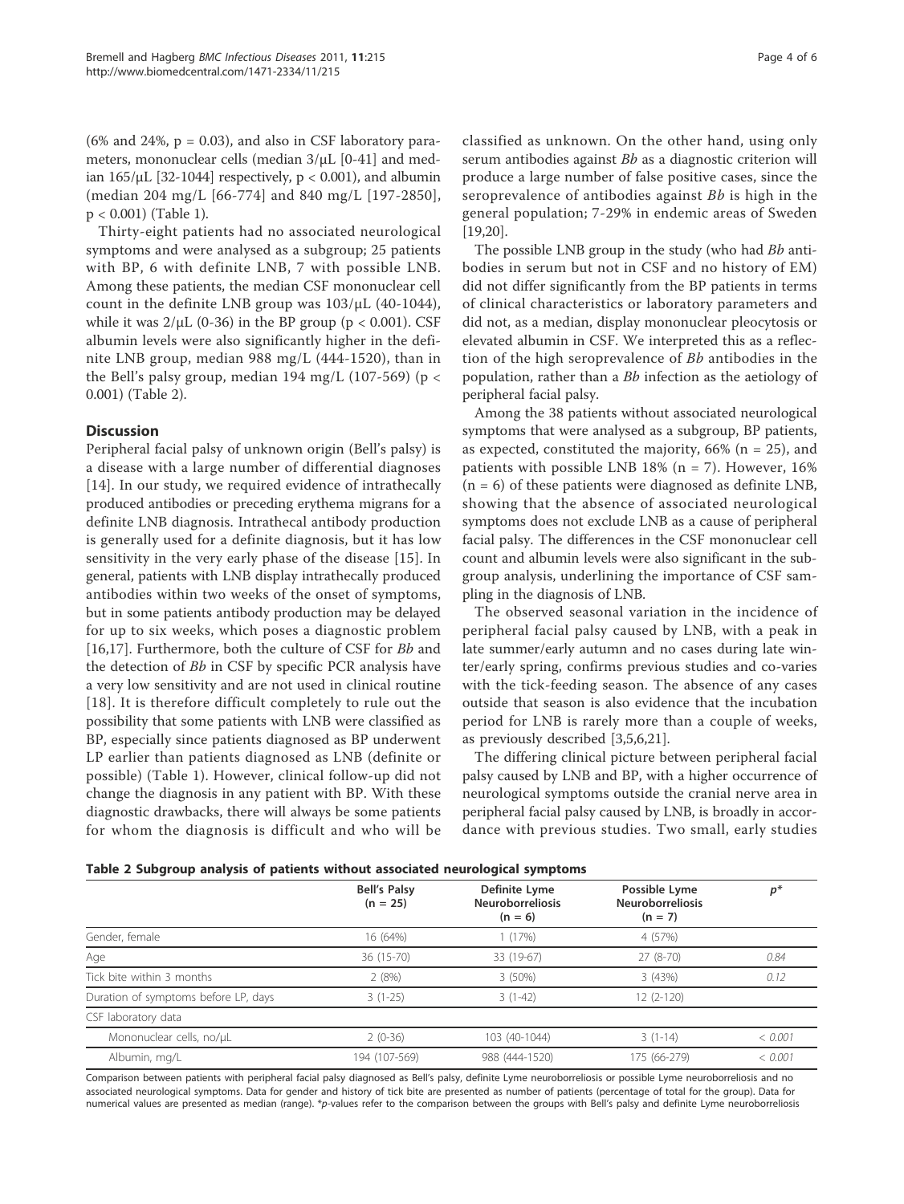(6% and 24%, p = 0.03), and also in CSF laboratory parameters, mononuclear cells (median 3/μL [0-41] and median 165/μL [32-1044] respectively, p < 0.001), and albumin (median 204 mg/L [66-774] and 840 mg/L [197-2850], p < 0.001) (Table 1).

Thirty-eight patients had no associated neurological symptoms and were analysed as a subgroup; 25 patients with BP, 6 with definite LNB, 7 with possible LNB. Among these patients, the median CSF mononuclear cell count in the definite LNB group was 103/μL (40-1044), while it was 2/μL (0-36) in the BP group (p < 0.001). CSF albumin levels were also significantly higher in the definite LNB group, median 988 mg/L (444-1520), than in the Bell's palsy group, median 194 mg/L (107-569) (p < 0.001) (Table 2).

## Discussion

Peripheral facial palsy of unknown origin (Bell's palsy) is a disease with a large number of differential diagnoses [14]. In our study, we required evidence of intrathecally produced antibodies or preceding erythema migrans for a definite LNB diagnosis. Intrathecal antibody production is generally used for a definite diagnosis, but it has low sensitivity in the very early phase of the disease [15]. In general, patients with LNB display intrathecally produced antibodies within two weeks of the onset of symptoms, but in some patients antibody production may be delayed for up to six weeks, which poses a diagnostic problem [16,17]. Furthermore, both the culture of CSF for *Bb* and the detection of *Bb* in CSF by specific PCR analysis have a very low sensitivity and are not used in clinical routine [18]. It is therefore difficult completely to rule out the possibility that some patients with LNB were classified as BP, especially since patients diagnosed as BP underwent LP earlier than patients diagnosed as LNB (definite or possible) (Table 1). However, clinical follow-up did not change the diagnosis in any patient with BP. With these diagnostic drawbacks, there will always be some patients for whom the diagnosis is difficult and who will be classified as unknown. On the other hand, using only serum antibodies against *Bb* as a diagnostic criterion will produce a large number of false positive cases, since the seroprevalence of antibodies against *Bb* is high in the general population; 7-29% in endemic areas of Sweden [19,20].

The possible LNB group in the study (who had *Bb* antibodies in serum but not in CSF and no history of EM) did not differ significantly from the BP patients in terms of clinical characteristics or laboratory parameters and did not, as a median, display mononuclear pleocytosis or elevated albumin in CSF. We interpreted this as a reflection of the high seroprevalence of *Bb* antibodies in the population, rather than a *Bb* infection as the aetiology of peripheral facial palsy.

Among the 38 patients without associated neurological symptoms that were analysed as a subgroup, BP patients, as expected, constituted the majority, 66% (n = 25), and patients with possible LNB 18% (n = 7). However, 16% (n = 6) of these patients were diagnosed as definite LNB, showing that the absence of associated neurological symptoms does not exclude LNB as a cause of peripheral facial palsy. The differences in the CSF mononuclear cell count and albumin levels were also significant in the subgroup analysis, underlining the importance of CSF sampling in the diagnosis of LNB.

The observed seasonal variation in the incidence of peripheral facial palsy caused by LNB, with a peak in late summer/early autumn and no cases during late winter/early spring, confirms previous studies and co-varies with the tick-feeding season. The absence of any cases outside that season is also evidence that the incubation period for LNB is rarely more than a couple of weeks, as previously described [3,5,6,21].

The differing clinical picture between peripheral facial palsy caused by LNB and BP, with a higher occurrence of neurological symptoms outside the cranial nerve area in peripheral facial palsy caused by LNB, is broadly in accordance with previous studies. Two small, early studies

**Table 2 Subgroup analysis of patients without associated neurological symptoms**

| | Bell's Palsy (n = 25) | Definite Lyme Neuroborreliosis (n = 6) | Possible Lyme Neuroborreliosis (n = 7) | p* |
|---|---|---|---|---|
| Gender, female | 16 (64%) | 1 (17%) | 4 (57%) | |
| Age | 36 (15-70) | 33 (19-67) | 27 (8-70) | 0.84 |
| Tick bite within 3 months | 2 (8%) | 3 (50%) | 3 (43%) | 0.12 |
| Duration of symptoms before LP, days | 3 (1-25) | 3 (1-42) | 12 (2-120) | |
| CSF laboratory data | | | | |
| Mononuclear cells, no/μL | 2 (0-36) | 103 (40-1044) | 3 (1-14) | < 0.001 |
| Albumin, mg/L | 194 (107-569) | 988 (444-1520) | 175 (66-279) | < 0.001 |

Comparison between patients with peripheral facial palsy diagnosed as Bell's palsy, definite Lyme neuroborreliosis or possible Lyme neuroborreliosis and no associated neurological symptoms. Data for gender and history of tick bite are presented as number of patients (percentage of total for the group). Data for numerical values are presented as median (range). *p-values refer to the comparison between the groups with Bell's palsy and definite Lyme neuroborreliosis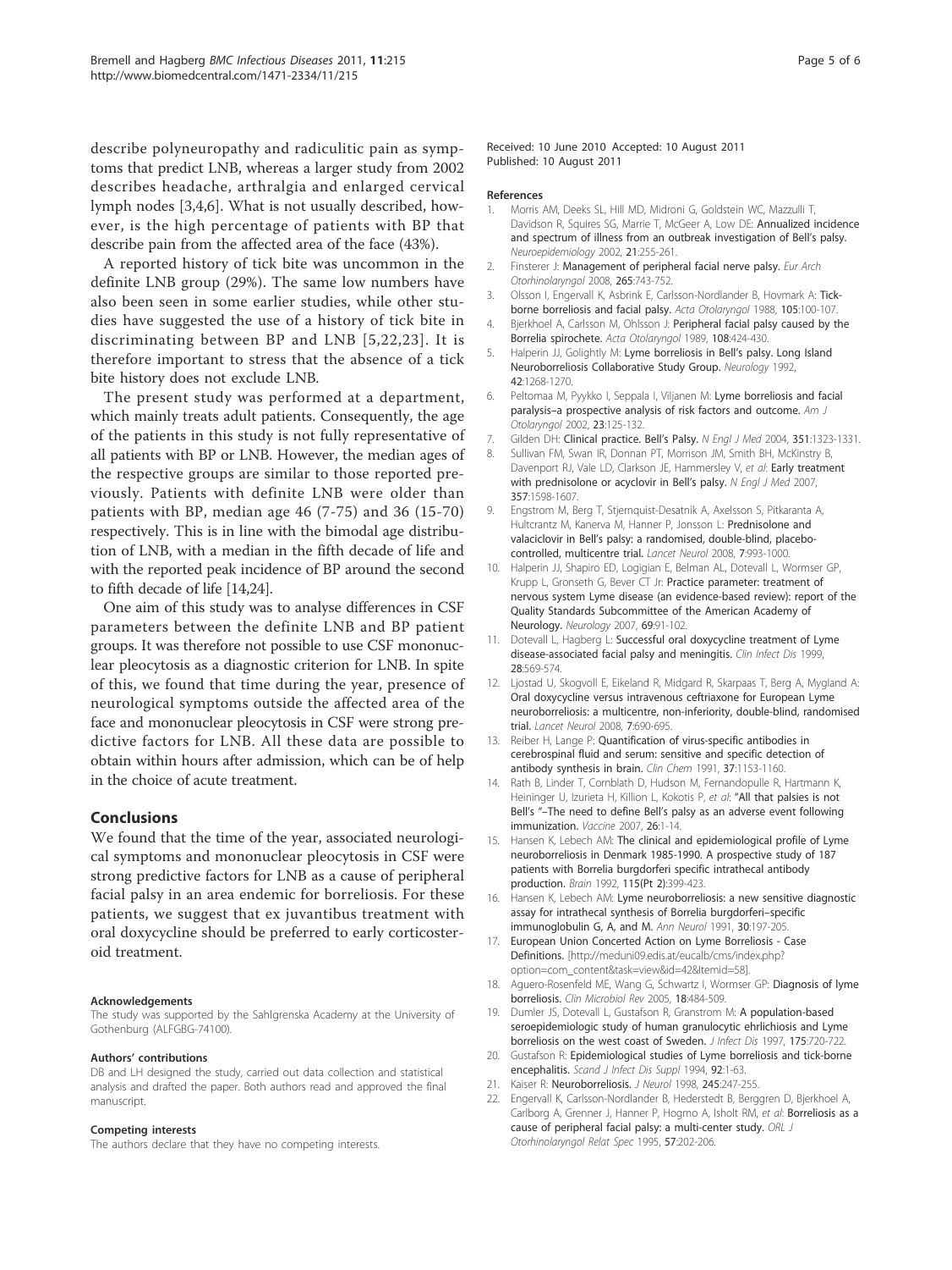describe polyneuropathy and radiculitic pain as symptoms that predict LNB, whereas a larger study from 2002 describes headache, arthralgia and enlarged cervical lymph nodes [3,4,6]. What is not usually described, however, is the high percentage of patients with BP that describe pain from the affected area of the face (43%).

A reported history of tick bite was uncommon in the definite LNB group (29%). The same low numbers have also been seen in some earlier studies, while other studies have suggested the use of a history of tick bite in discriminating between BP and LNB [5,22,23]. It is therefore important to stress that the absence of a tick bite history does not exclude LNB.

The present study was performed at a department, which mainly treats adult patients. Consequently, the age of the patients in this study is not fully representative of all patients with BP or LNB. However, the median ages of the respective groups are similar to those reported previously. Patients with definite LNB were older than patients with BP, median age 46 (7-75) and 36 (15-70) respectively. This is in line with the bimodal age distribution of LNB, with a median in the fifth decade of life and with the reported peak incidence of BP around the second to fifth decade of life [14,24].

One aim of this study was to analyse differences in CSF parameters between the definite LNB and BP patient groups. It was therefore not possible to use CSF mononuclear pleocytosis as a diagnostic criterion for LNB. In spite of this, we found that time during the year, presence of neurological symptoms outside the affected area of the face and mononuclear pleocytosis in CSF were strong predictive factors for LNB. All these data are possible to obtain within hours after admission, which can be of help in the choice of acute treatment.

## Conclusions

We found that the time of the year, associated neurological symptoms and mononuclear pleocytosis in CSF were strong predictive factors for LNB as a cause of peripheral facial palsy in an area endemic for borreliosis. For these patients, we suggest that ex juvantibus treatment with oral doxycycline should be preferred to early corticosteroid treatment.

#### Acknowledgements

The study was supported by the Sahlgrenska Academy at the University of Gothenburg (ALFGBG-74100).

#### Authors' contributions

DB and LH designed the study, carried out data collection and statistical analysis and drafted the paper. Both authors read and approved the final manuscript.

#### Competing interests

The authors declare that they have no competing interests.

Received: 10 June 2010 Accepted: 10 August 2011
Published: 10 August 2011

#### References

1. Morris AM, Deeks SL, Hill MD, Midroni G, Goldstein WC, Mazzulli T, Davidson R, Squires SG, Marrie T, McGeer A, Low DE: **Annualized incidence and spectrum of illness from an outbreak investigation of Bell's palsy.** *Neuroepidemiology* 2002, **21**:255-261.
2. Finsterer J: **Management of peripheral facial nerve palsy.** *Eur Arch Otorhinolaryngol* 2008, **265**:743-752.
3. Olsson I, Engervall K, Asbrink E, Carlsson-Nordlander B, Hovmark A: **Tick-borne borreliosis and facial palsy.** *Acta Otolaryngol* 1988, **105**:100-107.
4. Bjerkhoel A, Carlsson M, Ohlsson J: **Peripheral facial palsy caused by the Borrelia spirochete.** *Acta Otolaryngol* 1989, **108**:424-430.
5. Halperin JJ, Golightly M: **Lyme borreliosis in Bell's palsy. Long Island Neuroborreliosis Collaborative Study Group.** *Neurology* 1992, **42**:1268-1270.
6. Peltomaa M, Pyykko I, Seppala I, Viljanen M: **Lyme borreliosis and facial paralysis–a prospective analysis of risk factors and outcome.** *Am J Otolaryngol* 2002, **23**:125-132.
7. Gilden DH: **Clinical practice. Bell's Palsy.** *N Engl J Med* 2004, **351**:1323-1331.
8. Sullivan FM, Swan IR, Donnan PT, Morrison JM, Smith BH, McKinstry B, Davenport RJ, Vale LD, Clarkson JE, Hammersley V, *et al*: **Early treatment with prednisolone or acyclovir in Bell's palsy.** *N Engl J Med* 2007, **357**:1598-1607.
9. Engstrom M, Berg T, Stjernquist-Desatnik A, Axelsson S, Pitkaranta A, Hultcrantz M, Kanerva M, Hanner P, Jonsson L: **Prednisolone and valaciclovir in Bell's palsy: a randomised, double-blind, placebo-controlled, multicentre trial.** *Lancet Neurol* 2008, **7**:993-1000.
10. Halperin JJ, Shapiro ED, Logigian E, Belman AL, Dotevall L, Wormser GP, Krupp L, Gronseth G, Bever CT Jr: **Practice parameter: treatment of nervous system Lyme disease (an evidence-based review): report of the Quality Standards Subcommittee of the American Academy of Neurology.** *Neurology* 2007, **69**:91-102.
11. Dotevall L, Hagberg L: **Successful oral doxycycline treatment of Lyme disease-associated facial palsy and meningitis.** *Clin Infect Dis* 1999, **28**:569-574.
12. Ljostad U, Skogvoll E, Eikeland R, Midgard R, Skarpaas T, Berg A, Mygland A: **Oral doxycycline versus intravenous ceftriaxone for European Lyme neuroborreliosis: a multicentre, non-inferiority, double-blind, randomised trial.** *Lancet Neurol* 2008, **7**:690-695.
13. Reiber H, Lange P: **Quantification of virus-specific antibodies in cerebrospinal fluid and serum: sensitive and specific detection of antibody synthesis in brain.** *Clin Chem* 1991, **37**:1153-1160.
14. Rath B, Linder T, Cornblath D, Hudson M, Fernandopulle R, Hartmann K, Heininger U, Izurieta H, Killion L, Kokotis P, *et al*: **"All that palsies is not Bell's "–The need to define Bell's palsy as an adverse event following immunization.** *Vaccine* 2007, **26**:1-14.
15. Hansen K, Lebech AM: **The clinical and epidemiological profile of Lyme neuroborreliosis in Denmark 1985-1990. A prospective study of 187 patients with Borrelia burgdorferi specific intrathecal antibody production.** *Brain* 1992, **115(Pt 2)**:399-423.
16. Hansen K, Lebech AM: **Lyme neuroborreliosis: a new sensitive diagnostic assay for intrathecal synthesis of Borrelia burgdorferi–specific immunoglobulin G, A, and M.** *Ann Neurol* 1991, **30**:197-205.
17. European Union Concerted Action on Lyme Borreliosis - Case Definitions. [http://meduni09.edis.at/eucalb/cms/index.php?option=com_content&task=view&id=42&Itemid=58].
18. Aguero-Rosenfeld ME, Wang G, Schwartz I, Wormser GP: **Diagnosis of lyme borreliosis.** *Clin Microbiol Rev* 2005, **18**:484-509.
19. Dumler JS, Dotevall L, Gustafson R, Granstrom M: **A population-based seroepidemiologic study of human granulocytic ehrlichiosis and Lyme borreliosis on the west coast of Sweden.** *J Infect Dis* 1997, **175**:720-722.
20. Gustafson R: **Epidemiological studies of Lyme borreliosis and tick-borne encephalitis.** *Scand J Infect Dis Suppl* 1994, **92**:1-63.
21. Kaiser R: **Neuroborreliosis.** *J Neurol* 1998, **245**:247-255.
22. Engervall K, Carlsson-Nordlander B, Hederstedt B, Berggren D, Bjerkhoel A, Carlborg A, Grenner J, Hanner P, Hogmo A, Isholt RM, *et al*: **Borreliosis as a cause of peripheral facial palsy: a multi-center study.** *ORL J Otorhinolaryngol Relat Spec* 1995, **57**:202-206.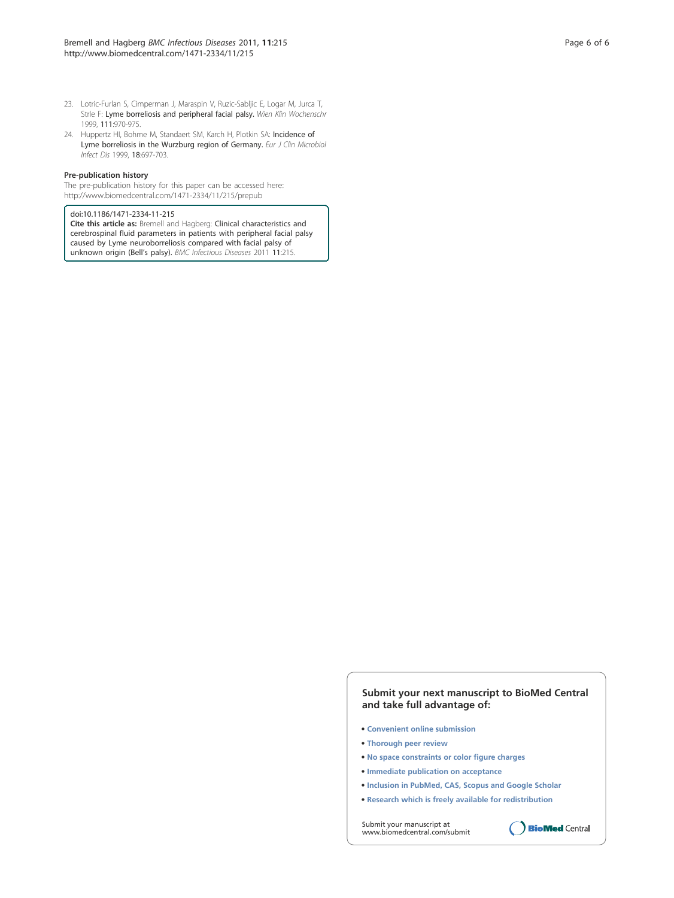23. Lotric-Furlan S, Cimperman J, Maraspin V, Ruzic-Sabljic E, Logar M, Jurca T, Strle F: **Lyme borreliosis and peripheral facial palsy.** *Wien Klin Wochenschr* 1999, **111**:970-975.
24. Huppertz HI, Bohme M, Standaert SM, Karch H, Plotkin SA: **Incidence of Lyme borreliosis in the Wurzburg region of Germany.** *Eur J Clin Microbiol Infect Dis* 1999, **18**:697-703.

### Pre-publication history

The pre-publication history for this paper can be accessed here:
http://www.biomedcentral.com/1471-2334/11/215/prepub

doi:10.1186/1471-2334-11-215

**Cite this article as:** Bremell and Hagberg: **Clinical characteristics and cerebrospinal fluid parameters in patients with peripheral facial palsy caused by Lyme neuroborreliosis compared with facial palsy of unknown origin (Bell's palsy).** *BMC Infectious Diseases* 2011 **11**:215.

**Submit your next manuscript to BioMed Central and take full advantage of:**

- **Convenient online submission**
- **Thorough peer review**
- **No space constraints or color figure charges**
- **Immediate publication on acceptance**
- **Inclusion in PubMed, CAS, Scopus and Google Scholar**
- **Research which is freely available for redistribution**

Submit your manuscript at
www.biomedcentral.com/submit

BioMed Central